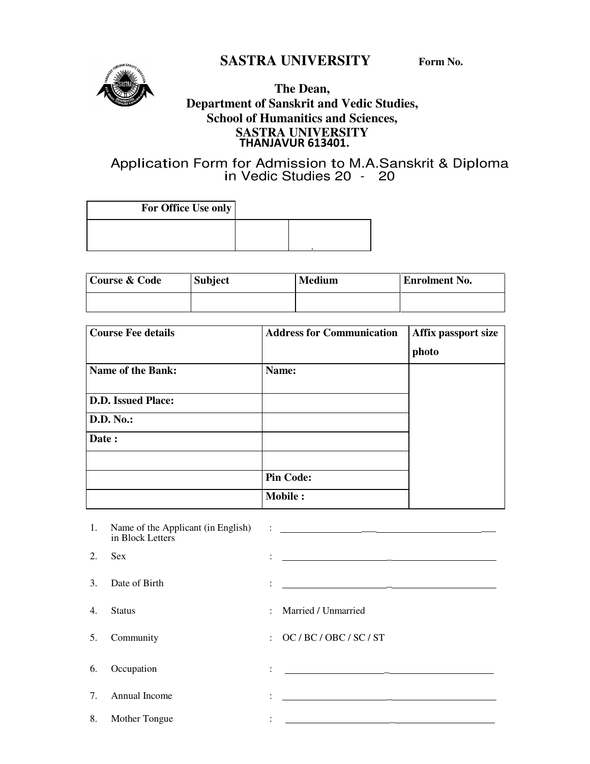# SASTRA UNIVERSITY

**Form No.**

**The Dean,**
**Department of Sanskrit and Vedic Studies,**
**School of Humanitics and Sciences,**
**SASTRA UNIVERSITY**
**THANJAVUR 613401.**

## Application Form for Admission to M.A.Sanskrit & Diploma in Vedic Studies 20 - 20

| For Office Use only | | |
|---|---|---|
| | | . |

| Course & Code | Subject | Medium | Enrolment No. |
|---|---|---|---|
| | | | |

| Course Fee details | Address for Communication | Affix passport size photo |
|---|---|---|
| Name of the Bank: | Name: | |
| D.D. Issued Place: | | |
| D.D. No.: | | |
| Date : | | |
| | | |
| | Pin Code: | |
| | Mobile : | |

1. Name of the Applicant (in English) in Block Letters : ______________________________
2. Sex : ______________________________
3. Date of Birth : ______________________________
4. Status : Married / Unmarried
5. Community : OC / BC / OBC / SC / ST
6. Occupation : ______________________________
7. Annual Income : ______________________________
8. Mother Tongue : ______________________________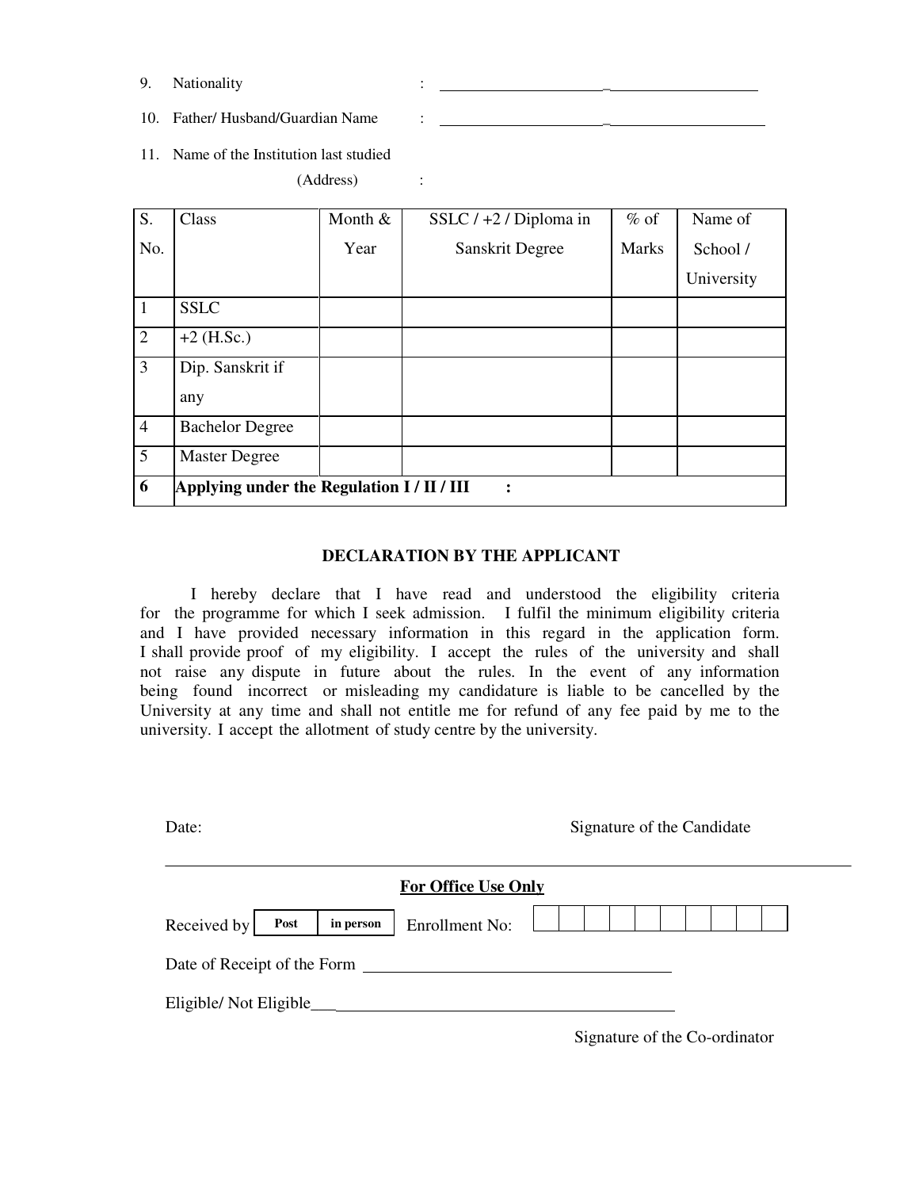9. Nationality : _______________________________________

10. Father/ Husband/Guardian Name : _______________________________________

11. Name of the Institution last studied (Address) :

| S. No. | Class | Month & Year | SSLC / +2 / Diploma in Sanskrit Degree | % of Marks | Name of School / University |
|---|---|---|---|---|---|
| 1 | SSLC | | | | |
| 2 | +2 (H.Sc.) | | | | |
| 3 | Dip. Sanskrit if any | | | | |
| 4 | Bachelor Degree | | | | |
| 5 | Master Degree | | | | |
| **6** | **Applying under the Regulation I / II / III :** | | | | |

## DECLARATION BY THE APPLICANT

I hereby declare that I have read and understood the eligibility criteria for the programme for which I seek admission. I fulfil the minimum eligibility criteria and I have provided necessary information in this regard in the application form. I shall provide proof of my eligibility. I accept the rules of the university and shall not raise any dispute in future about the rules. In the event of any information being found incorrect or misleading my candidature is liable to be cancelled by the University at any time and shall not entitle me for refund of any fee paid by me to the university. I accept the allotment of study centre by the university.

Date: Signature of the Candidate

---

**For Office Use Only**

Received by | **Post** | **in person** | Enrollment No: | | | | | | | | | | |

Date of Receipt of the Form ______________________________

Eligible/ Not Eligible___________________________________

Signature of the Co-ordinator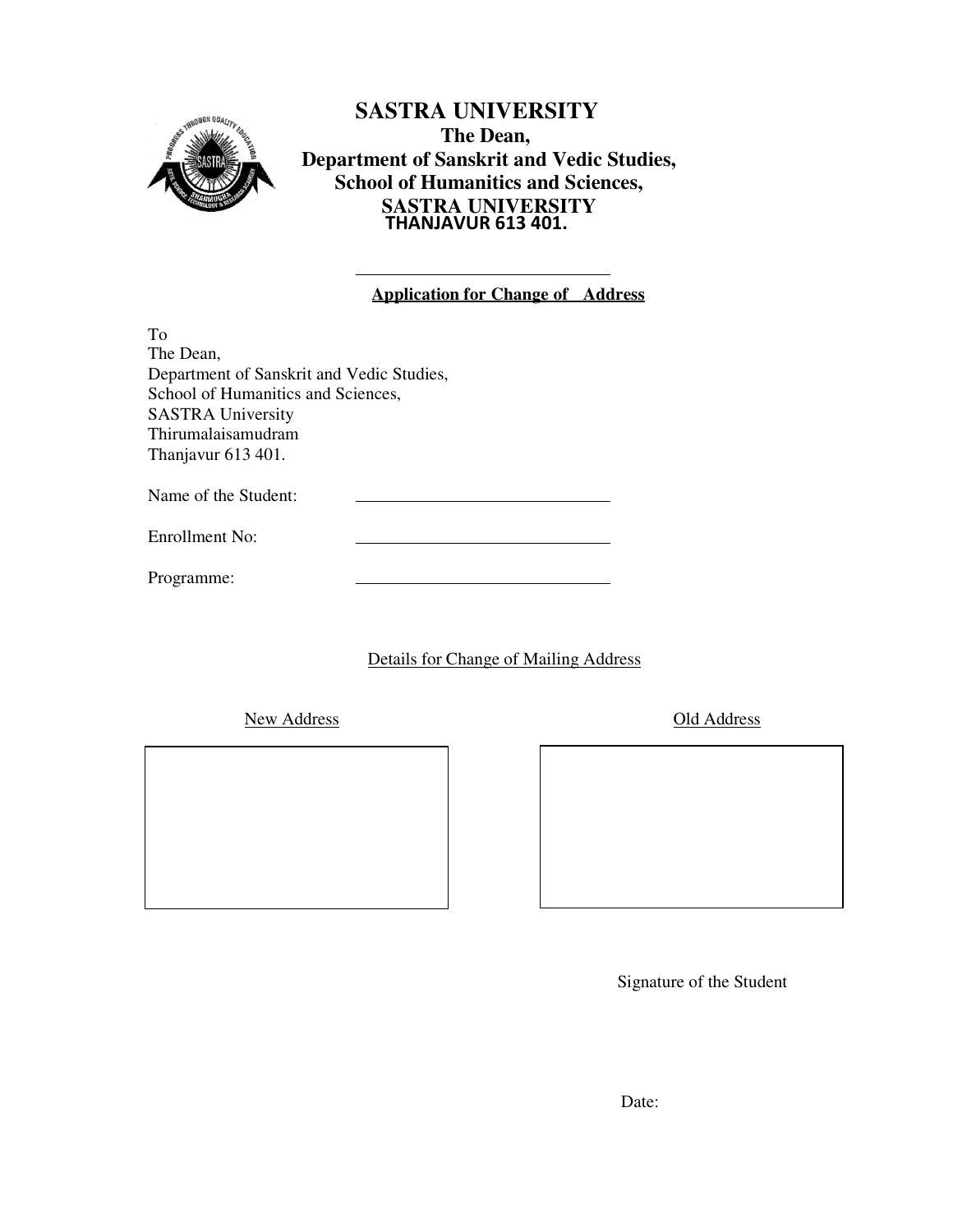# SASTRA UNIVERSITY

**The Dean,**
**Department of Sanskrit and Vedic Studies,**
**School of Humanitics and Sciences,**
**SASTRA UNIVERSITY**
**THANJAVUR 613 401.**

## Application for Change of Address

To
The Dean,
Department of Sanskrit and Vedic Studies,
School of Humanitics and Sciences,
SASTRA University
Thirumalaisamudram
Thanjavur 613 401.

Name of the Student: ____________________________

Enrollment No: ____________________________

Programme: ____________________________

Details for Change of Mailing Address

| New Address | Old Address |
| --- | --- |
| | |

Signature of the Student

Date: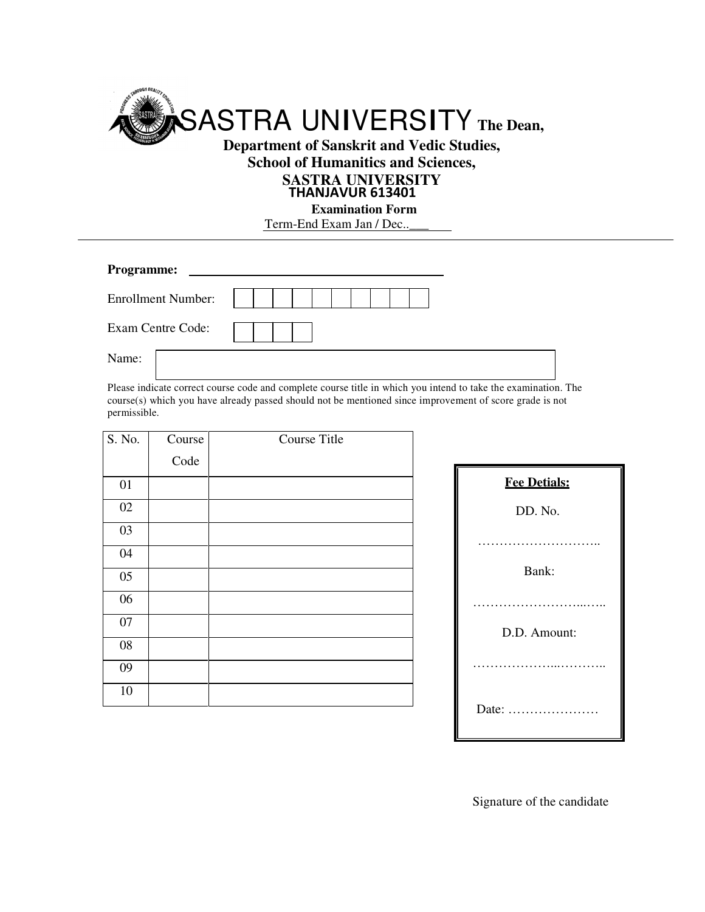# SASTRA UNIVERSITY The Dean,

**Department of Sanskrit and Vedic Studies,**
**School of Humanitics and Sciences,**
**SASTRA UNIVERSITY**
**THANJAVUR 613401**

**Examination Form**

Term-End Exam Jan / Dec..___

---

**Programme:** ________________________________

Enrollment Number: | | | | | | | | | | |

Exam Centre Code: | | | | |

Name: ________________________________

Please indicate correct course code and complete course title in which you intend to take the examination. The course(s) which you have already passed should not be mentioned since improvement of score grade is not permissible.

| S. No. | Course Code | Course Title |
|---|---|---|
| 01 | | |
| 02 | | |
| 03 | | |
| 04 | | |
| 05 | | |
| 06 | | |
| 07 | | |
| 08 | | |
| 09 | | |
| 10 | | |

**Fee Detials:**

DD. No.

………………………..

Bank:

……………………...…..

D.D. Amount:

………………...………..

Date: …………………

Signature of the candidate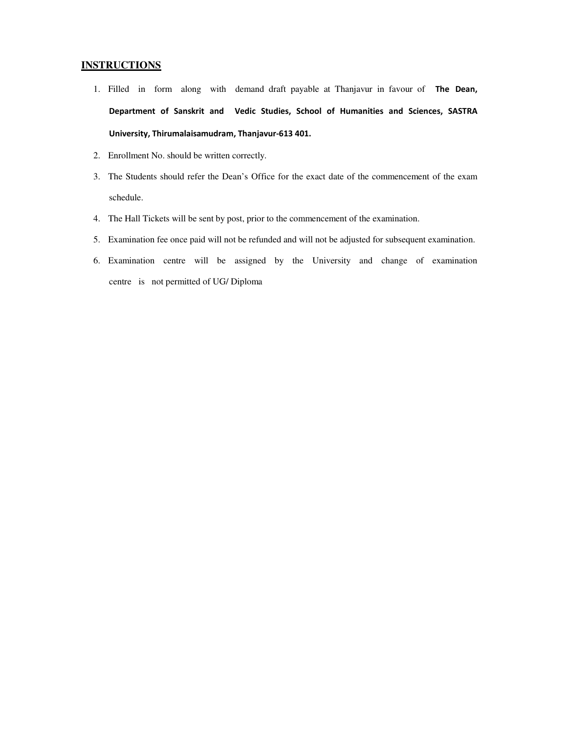## **INSTRUCTIONS**

1. Filled in form along with demand draft payable at Thanjavur in favour of **The Dean, Department of Sanskrit and Vedic Studies, School of Humanities and Sciences, SASTRA University, Thirumalaisamudram, Thanjavur-613 401.**
2. Enrollment No. should be written correctly.
3. The Students should refer the Dean's Office for the exact date of the commencement of the exam schedule.
4. The Hall Tickets will be sent by post, prior to the commencement of the examination.
5. Examination fee once paid will not be refunded and will not be adjusted for subsequent examination.
6. Examination centre will be assigned by the University and change of examination centre is not permitted of UG/ Diploma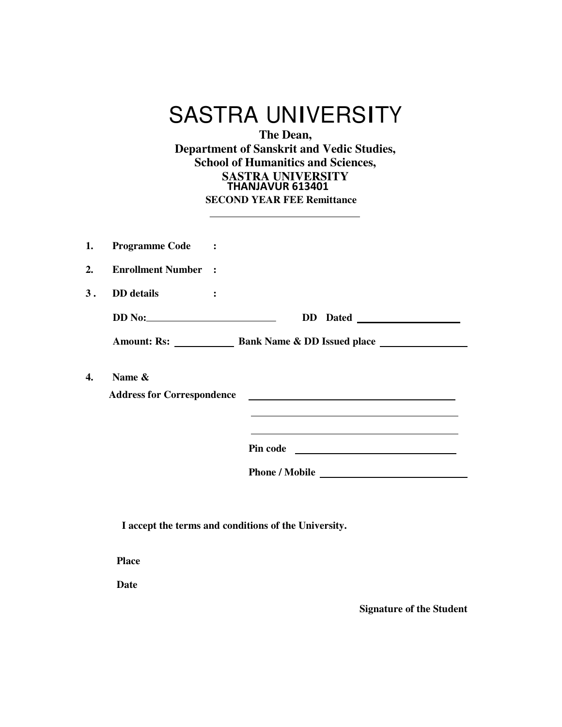# SASTRA UNIVERSITY

**The Dean,**
**Department of Sanskrit and Vedic Studies,**
**School of Humanitics and Sciences,**
**SASTRA UNIVERSITY**
**THANJAVUR 613401**

**SECOND YEAR FEE Remittance**

---

1. **Programme Code** :
2. **Enrollment Number** :
3. **DD details** :

   **DD No:** ____________________ **DD Dated** ____________________

   **Amount: Rs:** __________ **Bank Name & DD Issued place** ____________________

4. **Name &**
   **Address for Correspondence** ________________________________________

   ________________________________________

   ________________________________________

   **Pin code** ____________________

   **Phone / Mobile** ____________________

**I accept the terms and conditions of the University.**

**Place**

**Date**

**Signature of the Student**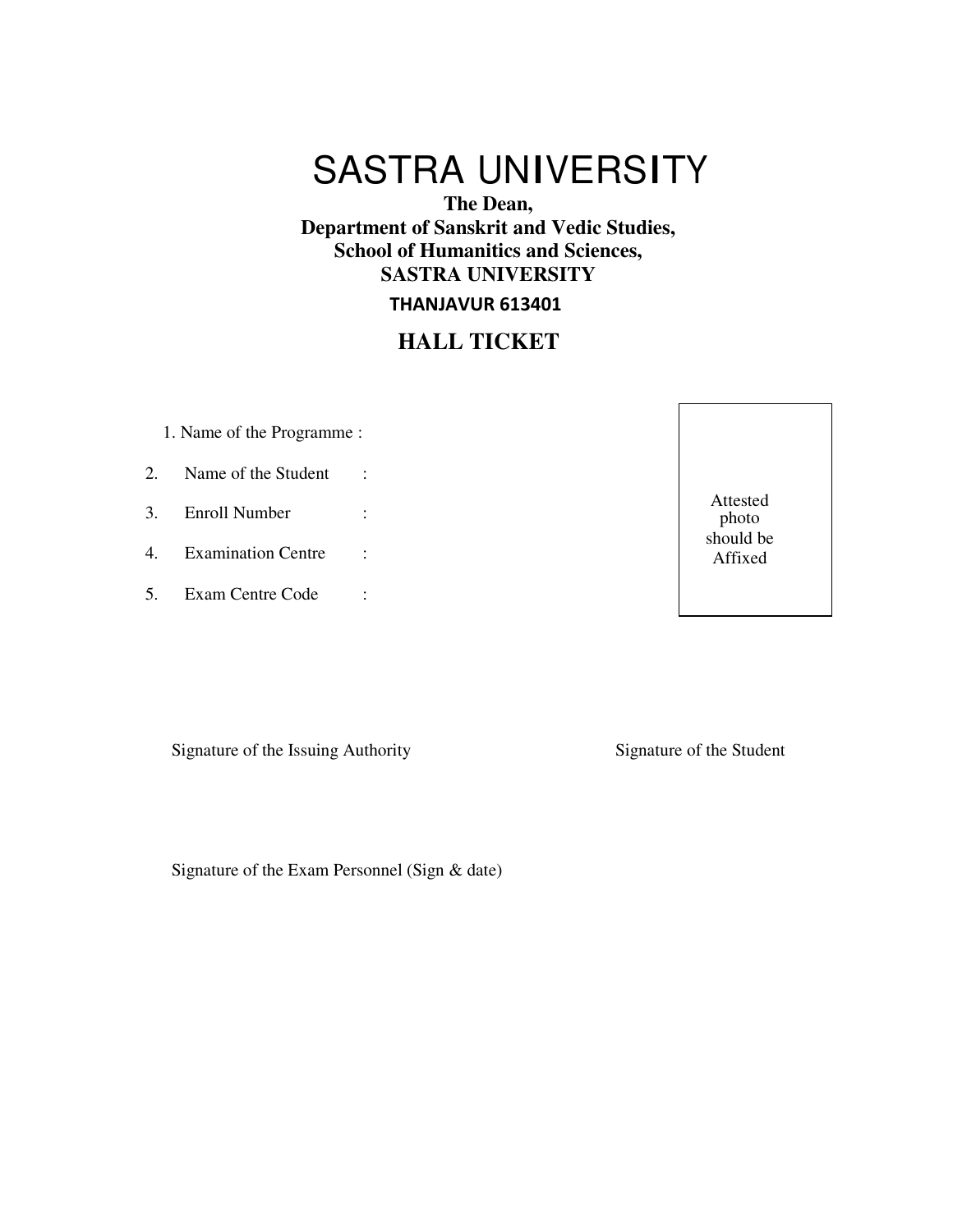# SASTRA UNIVERSITY

**The Dean,**
**Department of Sanskrit and Vedic Studies,**
**School of Humanitics and Sciences,**
**SASTRA UNIVERSITY**
**THANJAVUR 613401**

## HALL TICKET

1. Name of the Programme :
2. Name of the Student :
3. Enroll Number :
4. Examination Centre :
5. Exam Centre Code :

Attested photo should be Affixed

Signature of the Issuing Authority

Signature of the Student

Signature of the Exam Personnel (Sign & date)